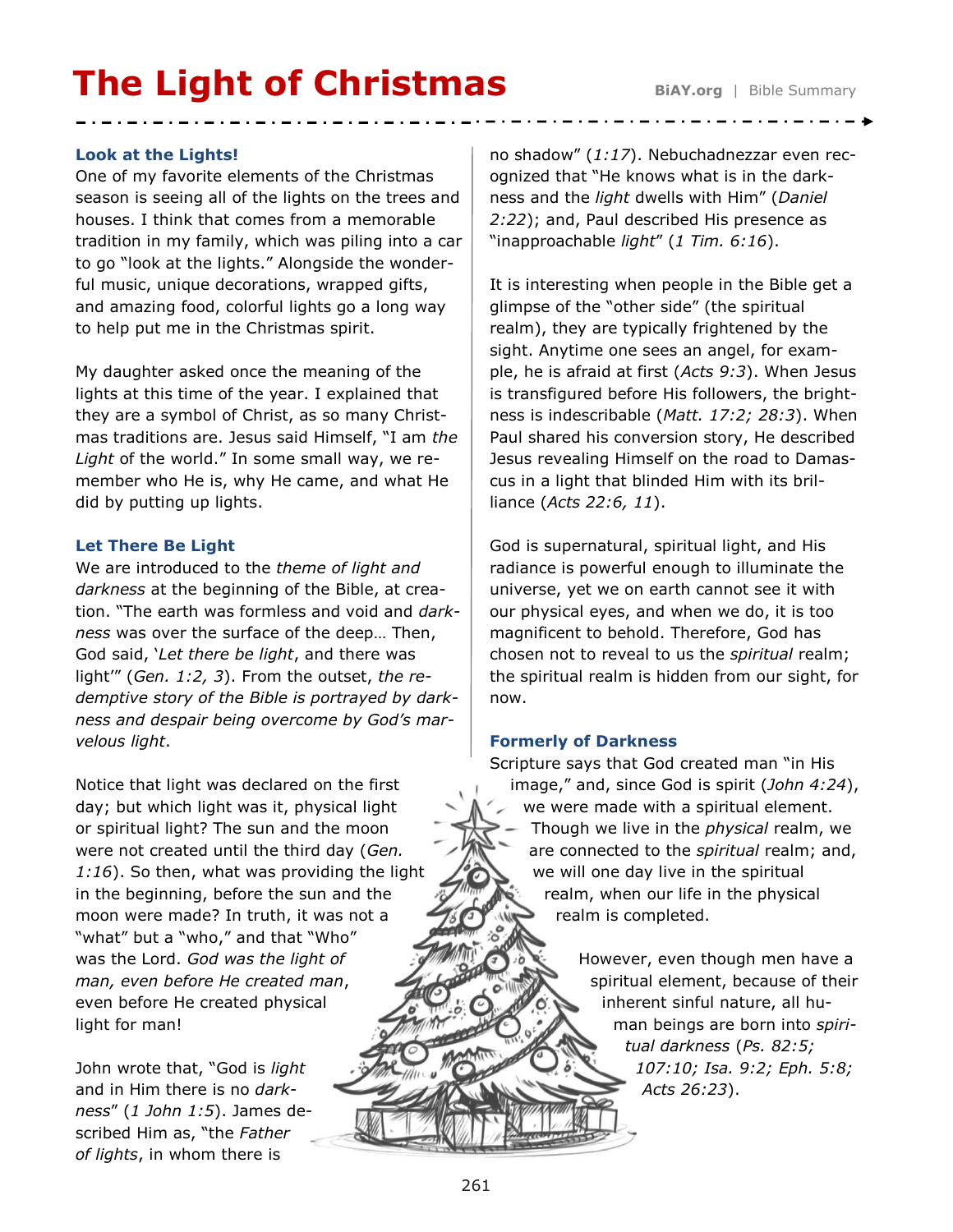# The Light of Christmas

BiAY.org | Bible Summary

### Look at the Lights!

One of my favorite elements of the Christmas season is seeing all of the lights on the trees and houses. I think that comes from a memorable tradition in my family, which was piling into a car to go "look at the lights." Alongside the wonderful music, unique decorations, wrapped gifts, and amazing food, colorful lights go a long way to help put me in the Christmas spirit.

My daughter asked once the meaning of the lights at this time of the year. I explained that they are a symbol of Christ, as so many Christmas traditions are. Jesus said Himself, "I am *the Light* of the world." In some small way, we remember who He is, why He came, and what He did by putting up lights.

### Let There Be Light

We are introduced to the *theme of light and darkness* at the beginning of the Bible, at creation. "The earth was formless and void and *darkness* was over the surface of the deep… Then, God said, '*Let there be light*, and there was light'" (*Gen. 1:2, 3*). From the outset, *the redemptive story of the Bible is portrayed by darkness and despair being overcome by God's marvelous light*.

Notice that light was declared on the first day; but which light was it, physical light or spiritual light? The sun and the moon were not created until the third day (*Gen. 1:16*). So then, what was providing the light in the beginning, before the sun and the moon were made? In truth, it was not a "what" but a "who," and that "Who" was the Lord. *God was the light of man, even before He created man*, even before He created physical light for man!

John wrote that, "God is *light* and in Him there is no *darkness*" (*1 John 1:5*). James described Him as, "the *Father of lights*, in whom there is no shadow" (*1:17*). Nebuchadnezzar even recognized that "He knows what is in the darkness and the *light* dwells with Him" (*Daniel 2:22*); and, Paul described His presence as "inapproachable *light*" (*1 Tim. 6:16*).

It is interesting when people in the Bible get a glimpse of the "other side" (the spiritual realm), they are typically frightened by the sight. Anytime one sees an angel, for example, he is afraid at first (*Acts 9:3*). When Jesus is transfigured before His followers, the brightness is indescribable (*Matt. 17:2; 28:3*). When Paul shared his conversion story, He described Jesus revealing Himself on the road to Damascus in a light that blinded Him with its brilliance (*Acts 22:6, 11*).

God is supernatural, spiritual light, and His radiance is powerful enough to illuminate the universe, yet we on earth cannot see it with our physical eyes, and when we do, it is too magnificent to behold. Therefore, God has chosen not to reveal to us the *spiritual* realm; the spiritual realm is hidden from our sight, for now.

### Formerly of Darkness

Scripture says that God created man "in His image," and, since God is spirit (*John 4:24*), we were made with a spiritual element. Though we live in the *physical* realm, we are connected to the *spiritual* realm; and, we will one day live in the spiritual realm, when our life in the physical realm is completed.

However, even though men have a spiritual element, because of their inherent sinful nature, all human beings are born into *spiritual darkness* (*Ps. 82:5; 107:10; Isa. 9:2; Eph. 5:8; Acts 26:23*).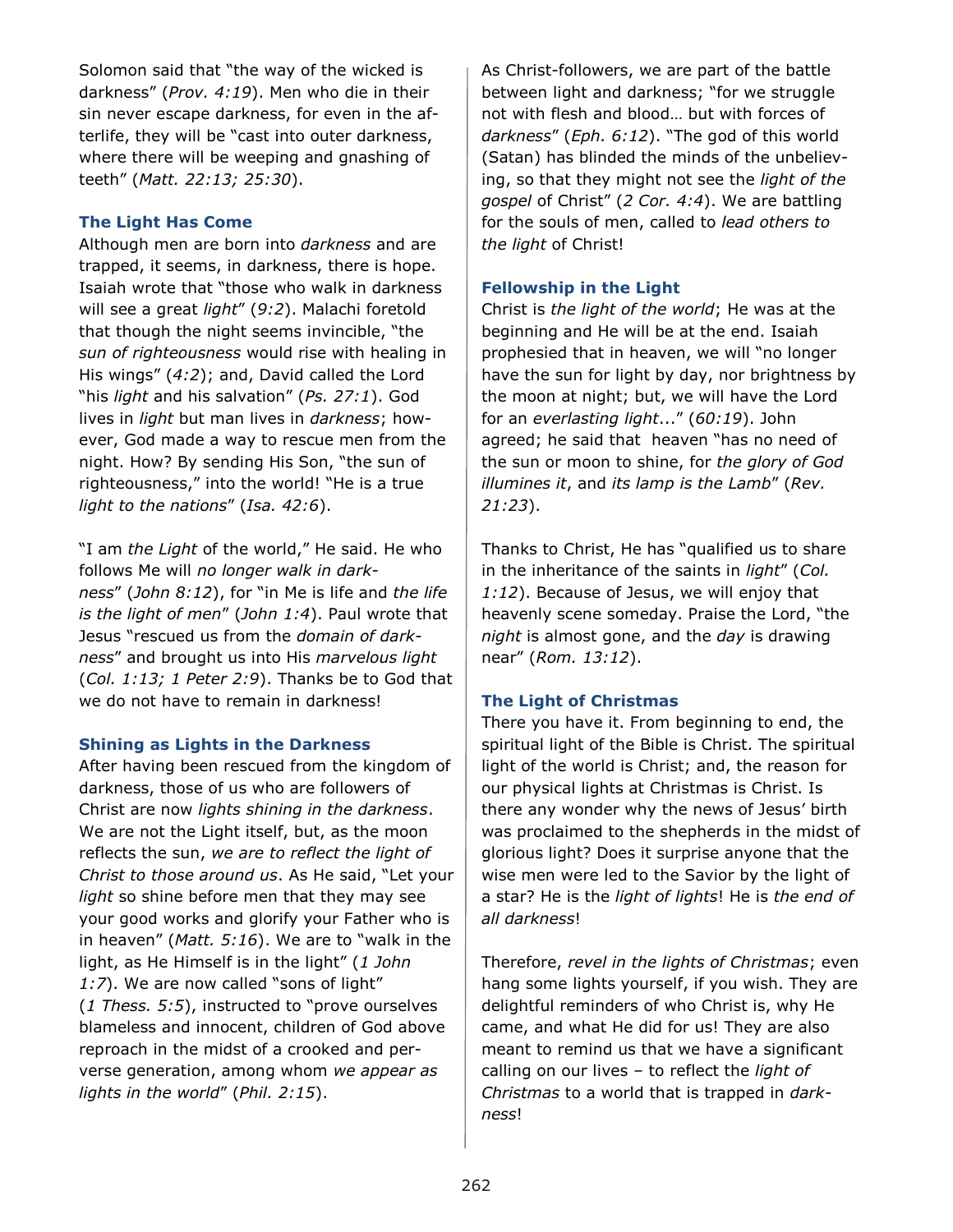Solomon said that "the way of the wicked is darkness" (*Prov. 4:19*). Men who die in their sin never escape darkness, for even in the afterlife, they will be "cast into outer darkness, where there will be weeping and gnashing of teeth" (*Matt. 22:13; 25:30*).

### The Light Has Come

Although men are born into *darkness* and are trapped, it seems, in darkness, there is hope. Isaiah wrote that "those who walk in darkness will see a great *light*" (*9:2*). Malachi foretold that though the night seems invincible, "the *sun of righteousness* would rise with healing in His wings" (*4:2*); and, David called the Lord "his *light* and his salvation" (*Ps. 27:1*). God lives in *light* but man lives in *darkness*; however, God made a way to rescue men from the night. How? By sending His Son, "the sun of righteousness," into the world! "He is a true *light to the nations*" (*Isa. 42:6*).

"I am *the Light* of the world," He said. He who follows Me will *no longer walk in darkness*" (*John 8:12*), for "in Me is life and *the life is the light of men*" (*John 1:4*). Paul wrote that Jesus "rescued us from the *domain of darkness*" and brought us into His *marvelous light* (*Col. 1:13; 1 Peter 2:9*). Thanks be to God that we do not have to remain in darkness!

### Shining as Lights in the Darkness

After having been rescued from the kingdom of darkness, those of us who are followers of Christ are now *lights shining in the darkness*. We are not the Light itself, but, as the moon reflects the sun, *we are to reflect the light of Christ to those around us*. As He said, "Let your *light* so shine before men that they may see your good works and glorify your Father who is in heaven" (*Matt. 5:16*). We are to "walk in the light, as He Himself is in the light" (*1 John 1:7*). We are now called "sons of light" (*1 Thess. 5:5*), instructed to "prove ourselves blameless and innocent, children of God above reproach in the midst of a crooked and perverse generation, among whom *we appear as lights in the world*" (*Phil. 2:15*).

As Christ-followers, we are part of the battle between light and darkness; "for we struggle not with flesh and blood… but with forces of *darkness*" (*Eph. 6:12*). "The god of this world (Satan) has blinded the minds of the unbelieving, so that they might not see the *light of the gospel* of Christ" (*2 Cor. 4:4*). We are battling for the souls of men, called to *lead others to the light* of Christ!

### Fellowship in the Light

Christ is *the light of the world*; He was at the beginning and He will be at the end. Isaiah prophesied that in heaven, we will "no longer have the sun for light by day, nor brightness by the moon at night; but, we will have the Lord for an *everlasting light*..." (*60:19*). John agreed; he said that heaven "has no need of the sun or moon to shine, for *the glory of God illumines it*, and *its lamp is the Lamb*" (*Rev. 21:23*).

Thanks to Christ, He has "qualified us to share in the inheritance of the saints in *light*" (*Col. 1:12*). Because of Jesus, we will enjoy that heavenly scene someday. Praise the Lord, "the *night* is almost gone, and the *day* is drawing near" (*Rom. 13:12*).

### The Light of Christmas

There you have it. From beginning to end, the spiritual light of the Bible is Christ. The spiritual light of the world is Christ; and, the reason for our physical lights at Christmas is Christ. Is there any wonder why the news of Jesus' birth was proclaimed to the shepherds in the midst of glorious light? Does it surprise anyone that the wise men were led to the Savior by the light of a star? He is the *light of lights*! He is *the end of all darkness*!

Therefore, *revel in the lights of Christmas*; even hang some lights yourself, if you wish. They are delightful reminders of who Christ is, why He came, and what He did for us! They are also meant to remind us that we have a significant calling on our lives – to reflect the *light of Christmas* to a world that is trapped in *darkness*!